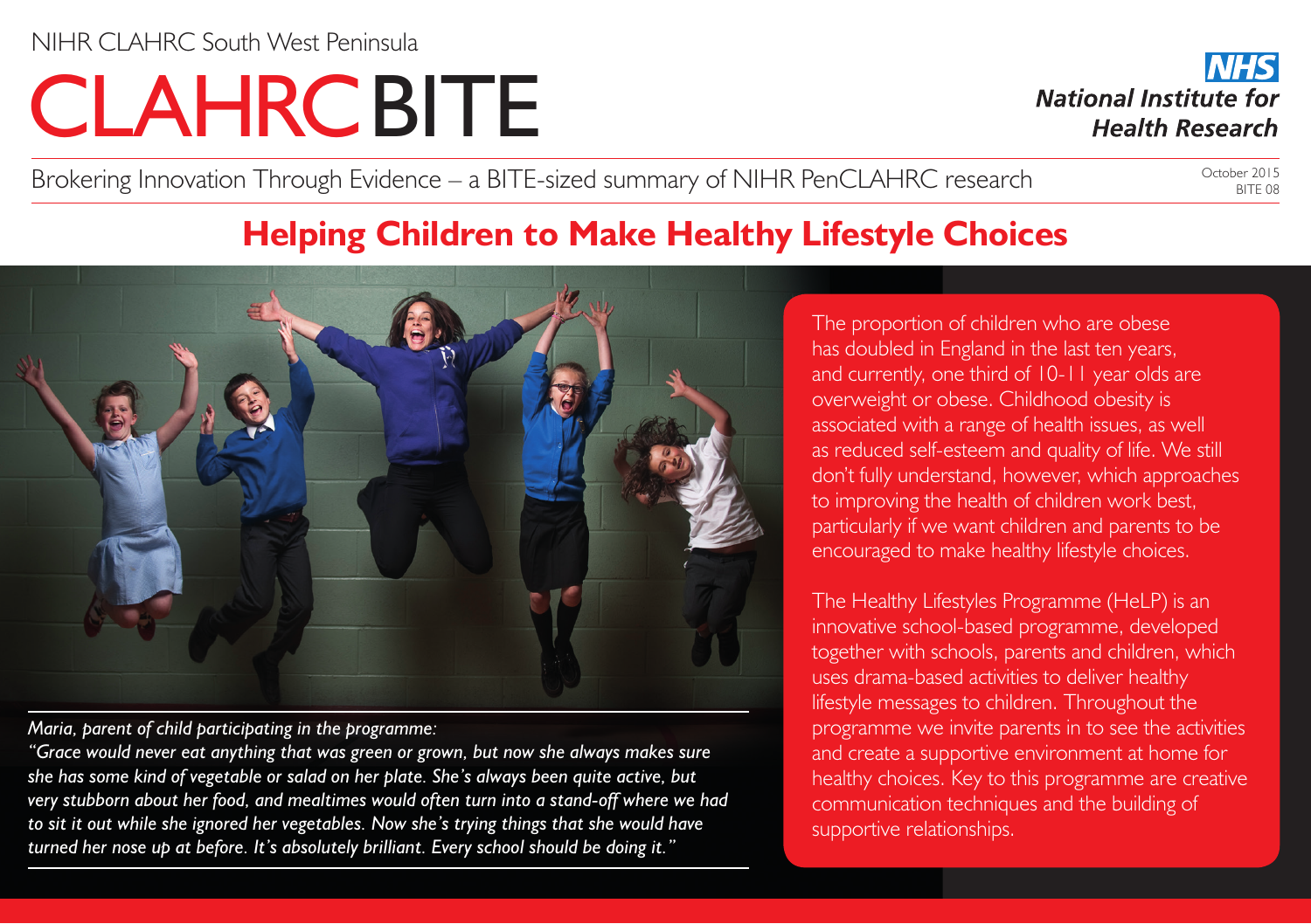NIHR CLAHRC South West Peninsula

# CLAHRC BITE

NHS National Institute for Health Research

Brokering Innovation Through Evidence – a BITE-sized summary of NIHR PenCLAHRC research

October 2015
BITE 08

## Helping Children to Make Healthy Lifestyle Choices

*Maria, parent of child participating in the programme:*
*"Grace would never eat anything that was green or grown, but now she always makes sure she has some kind of vegetable or salad on her plate. She's always been quite active, but very stubborn about her food, and mealtimes would often turn into a stand-off where we had to sit it out while she ignored her vegetables. Now she's trying things that she would have turned her nose up at before. It's absolutely brilliant. Every school should be doing it."*

The proportion of children who are obese has doubled in England in the last ten years, and currently, one third of 10-11 year olds are overweight or obese. Childhood obesity is associated with a range of health issues, as well as reduced self-esteem and quality of life. We still don't fully understand, however, which approaches to improving the health of children work best, particularly if we want children and parents to be encouraged to make healthy lifestyle choices.

The Healthy Lifestyles Programme (HeLP) is an innovative school-based programme, developed together with schools, parents and children, which uses drama-based activities to deliver healthy lifestyle messages to children. Throughout the programme we invite parents in to see the activities and create a supportive environment at home for healthy choices. Key to this programme are creative communication techniques and the building of supportive relationships.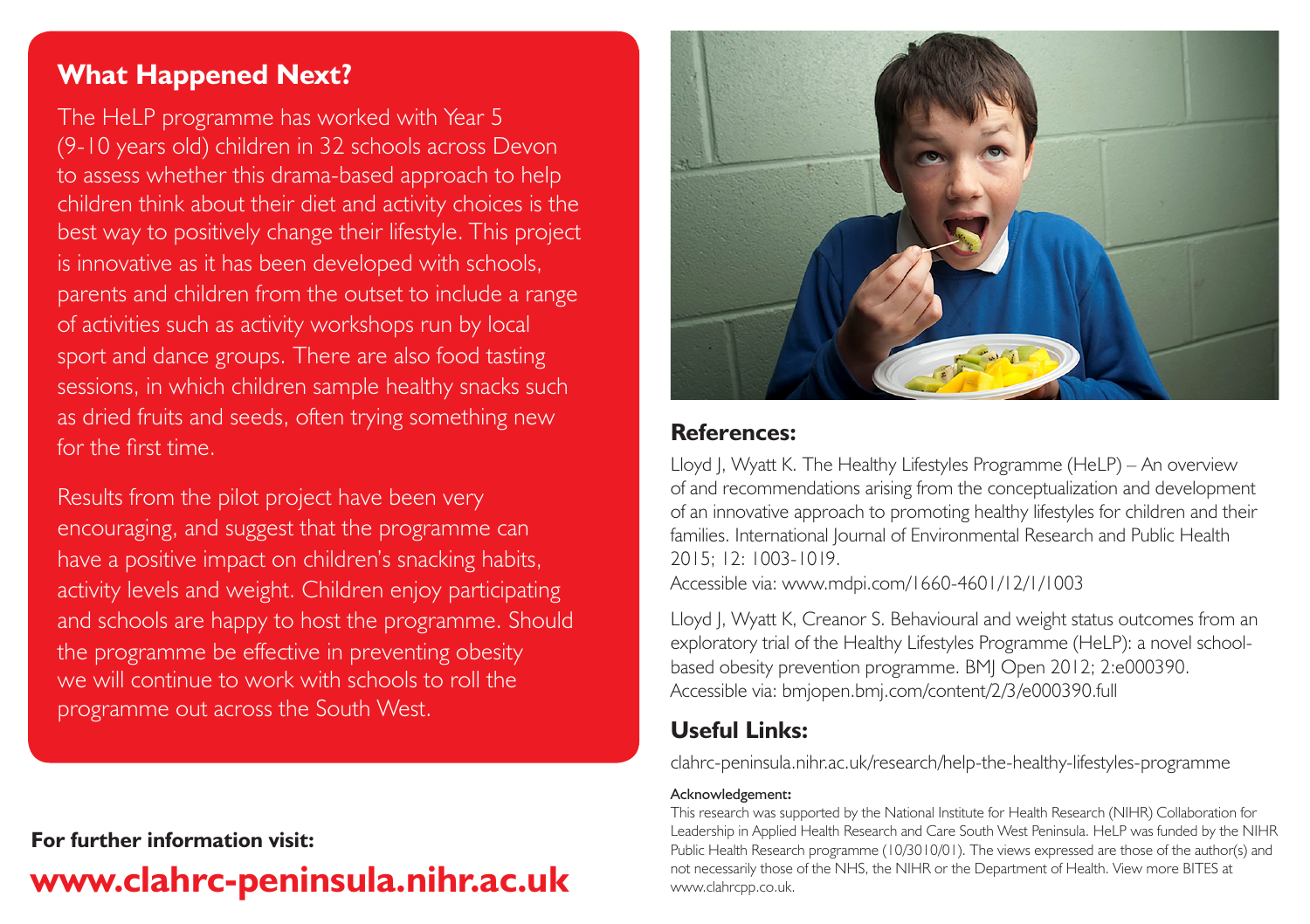## What Happened Next?

The HeLP programme has worked with Year 5 (9-10 years old) children in 32 schools across Devon to assess whether this drama-based approach to help children think about their diet and activity choices is the best way to positively change their lifestyle. This project is innovative as it has been developed with schools, parents and children from the outset to include a range of activities such as activity workshops run by local sport and dance groups. There are also food tasting sessions, in which children sample healthy snacks such as dried fruits and seeds, often trying something new for the first time.

Results from the pilot project have been very encouraging, and suggest that the programme can have a positive impact on children's snacking habits, activity levels and weight. Children enjoy participating and schools are happy to host the programme. Should the programme be effective in preventing obesity we will continue to work with schools to roll the programme out across the South West.

**For further information visit:**

**www.clahrc-peninsula.nihr.ac.uk**

## References:

Lloyd J, Wyatt K. The Healthy Lifestyles Programme (HeLP) – An overview of and recommendations arising from the conceptualization and development of an innovative approach to promoting healthy lifestyles for children and their families. International Journal of Environmental Research and Public Health 2015; 12: 1003-1019.
Accessible via: www.mdpi.com/1660-4601/12/1/1003

Lloyd J, Wyatt K, Creanor S. Behavioural and weight status outcomes from an exploratory trial of the Healthy Lifestyles Programme (HeLP): a novel school-based obesity prevention programme. BMJ Open 2012; 2:e000390.
Accessible via: bmjopen.bmj.com/content/2/3/e000390.full

## Useful Links:

clahrc-peninsula.nihr.ac.uk/research/help-the-healthy-lifestyles-programme

**Acknowledgement:**

This research was supported by the National Institute for Health Research (NIHR) Collaboration for Leadership in Applied Health Research and Care South West Peninsula. HeLP was funded by the NIHR Public Health Research programme (10/3010/01). The views expressed are those of the author(s) and not necessarily those of the NHS, the NIHR or the Department of Health. View more BITES at www.clahrcpp.co.uk.